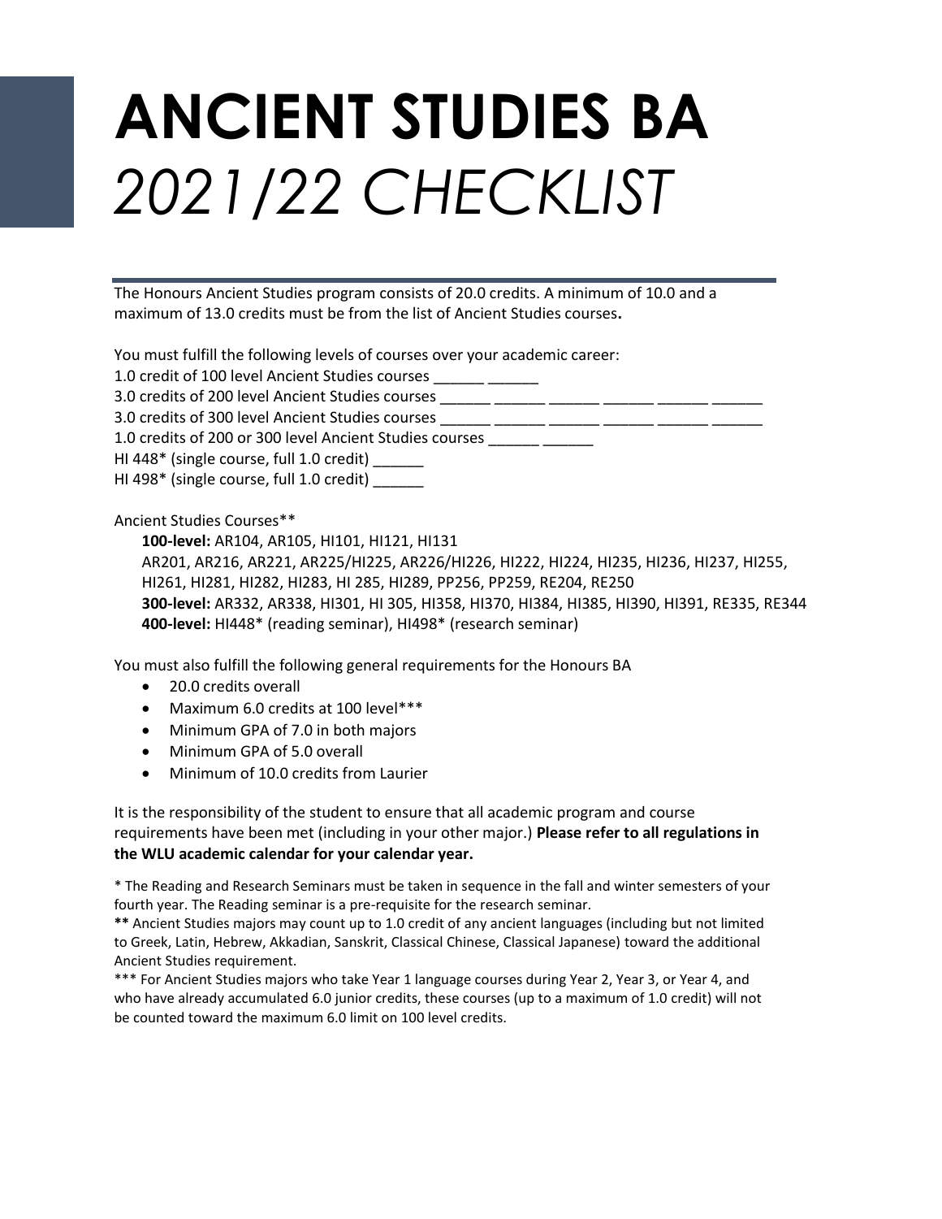# ANCIENT STUDIES BA

*2021/22 CHECKLIST*

The Honours Ancient Studies program consists of 20.0 credits. A minimum of 10.0 and a maximum of 13.0 credits must be from the list of Ancient Studies courses**.**

You must fulfill the following levels of courses over your academic career:

1.0 credit of 100 level Ancient Studies courses ______ ______
3.0 credits of 200 level Ancient Studies courses ______ ______ ______ ______ ______ ______
3.0 credits of 300 level Ancient Studies courses ______ ______ ______ ______ ______ ______
1.0 credits of 200 or 300 level Ancient Studies courses ______ ______
HI 448* (single course, full 1.0 credit) ______
HI 498* (single course, full 1.0 credit) ______

Ancient Studies Courses**

**100-level:** AR104, AR105, HI101, HI121, HI131
AR201, AR216, AR221, AR225/HI225, AR226/HI226, HI222, HI224, HI235, HI236, HI237, HI255, HI261, HI281, HI282, HI283, HI 285, HI289, PP256, PP259, RE204, RE250
**300-level:** AR332, AR338, HI301, HI 305, HI358, HI370, HI384, HI385, HI390, HI391, RE335, RE344
**400-level:** HI448* (reading seminar), HI498* (research seminar)

You must also fulfill the following general requirements for the Honours BA

- 20.0 credits overall
- Maximum 6.0 credits at 100 level***
- Minimum GPA of 7.0 in both majors
- Minimum GPA of 5.0 overall
- Minimum of 10.0 credits from Laurier

It is the responsibility of the student to ensure that all academic program and course requirements have been met (including in your other major.) **Please refer to all regulations in the WLU academic calendar for your calendar year.**

* The Reading and Research Seminars must be taken in sequence in the fall and winter semesters of your fourth year. The Reading seminar is a pre-requisite for the research seminar.

**\*\*** Ancient Studies majors may count up to 1.0 credit of any ancient languages (including but not limited to Greek, Latin, Hebrew, Akkadian, Sanskrit, Classical Chinese, Classical Japanese) toward the additional Ancient Studies requirement.

*** For Ancient Studies majors who take Year 1 language courses during Year 2, Year 3, or Year 4, and who have already accumulated 6.0 junior credits, these courses (up to a maximum of 1.0 credit) will not be counted toward the maximum 6.0 limit on 100 level credits.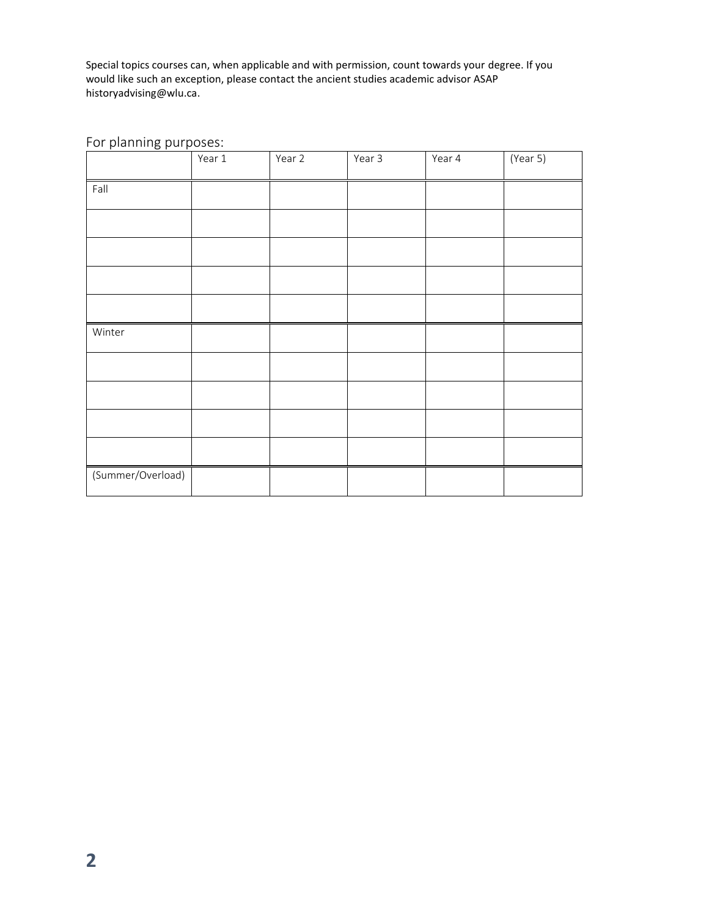Special topics courses can, when applicable and with permission, count towards your degree. If you would like such an exception, please contact the ancient studies academic advisor ASAP historyadvising@wlu.ca.

## For planning purposes:

| | Year 1 | Year 2 | Year 3 | Year 4 | (Year 5) |
|---|---|---|---|---|---|
| Fall | | | | | |
| | | | | | |
| | | | | | |
| | | | | | |
| | | | | | |
| Winter | | | | | |
| | | | | | |
| | | | | | |
| | | | | | |
| | | | | | |
| (Summer/Overload) | | | | | |